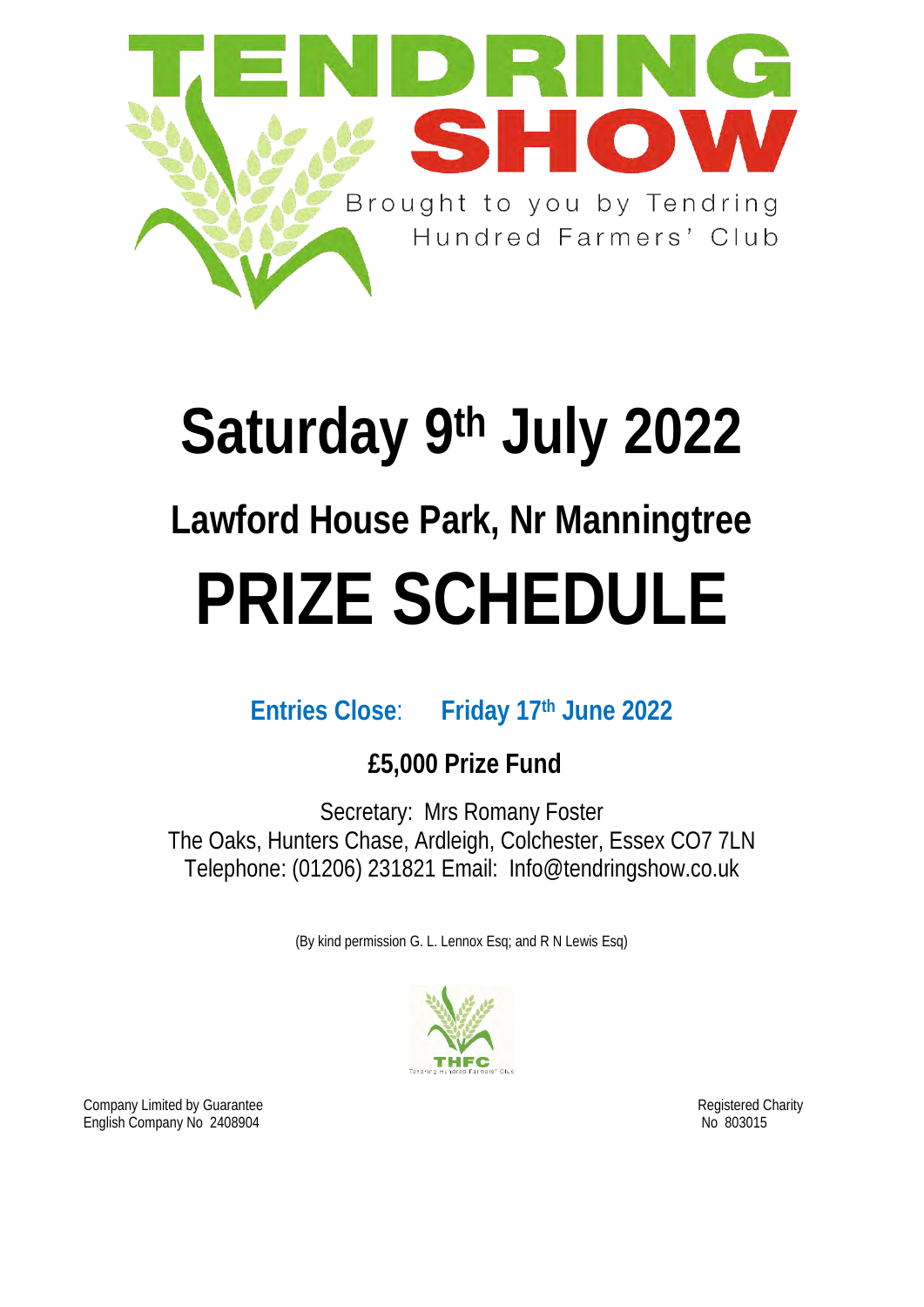# TENDRING SHOW

Brought to you by Tendring Hundred Farmers' Club

# Saturday 9th July 2022

## Lawford House Park, Nr Manningtree

# PRIZE SCHEDULE

**Entries Close: Friday 17th June 2022**

**£5,000 Prize Fund**

Secretary: Mrs Romany Foster
The Oaks, Hunters Chase, Ardleigh, Colchester, Essex CO7 7LN
Telephone: (01206) 231821 Email: Info@tendringshow.co.uk

(By kind permission G. L. Lennox Esq; and R N Lewis Esq)

THFC
Tendring Hundred Farmers' Club

Company Limited by Guarantee
English Company No 2408904

Registered Charity
No 803015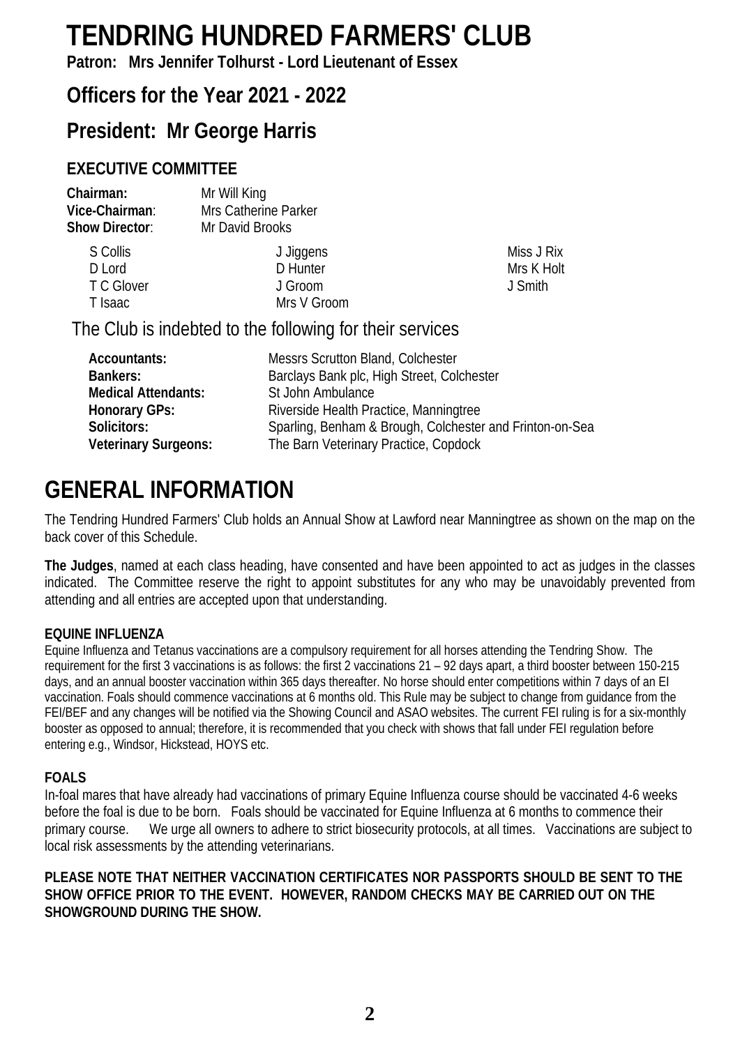# TENDRING HUNDRED FARMERS' CLUB

**Patron: Mrs Jennifer Tolhurst - Lord Lieutenant of Essex**

## Officers for the Year 2021 - 2022

## President: Mr George Harris

### EXECUTIVE COMMITTEE

**Chairman:** Mr Will King
**Vice-Chairman**: Mrs Catherine Parker
**Show Director**: Mr David Brooks

| | | |
|---|---|---|
| S Collis | J Jiggens | Miss J Rix |
| D Lord | D Hunter | Mrs K Holt |
| T C Glover | J Groom | J Smith |
| T Isaac | Mrs V Groom | |

The Club is indebted to the following for their services

| | |
|---|---|
| **Accountants:** | Messrs Scrutton Bland, Colchester |
| **Bankers:** | Barclays Bank plc, High Street, Colchester |
| **Medical Attendants:** | St John Ambulance |
| **Honorary GPs:** | Riverside Health Practice, Manningtree |
| **Solicitors:** | Sparling, Benham & Brough, Colchester and Frinton-on-Sea |
| **Veterinary Surgeons:** | The Barn Veterinary Practice, Copdock |

# GENERAL INFORMATION

The Tendring Hundred Farmers' Club holds an Annual Show at Lawford near Manningtree as shown on the map on the back cover of this Schedule.

**The Judges**, named at each class heading, have consented and have been appointed to act as judges in the classes indicated. The Committee reserve the right to appoint substitutes for any who may be unavoidably prevented from attending and all entries are accepted upon that understanding.

**EQUINE INFLUENZA**

Equine Influenza and Tetanus vaccinations are a compulsory requirement for all horses attending the Tendring Show. The requirement for the first 3 vaccinations is as follows: the first 2 vaccinations 21 – 92 days apart, a third booster between 150-215 days, and an annual booster vaccination within 365 days thereafter. No horse should enter competitions within 7 days of an EI vaccination. Foals should commence vaccinations at 6 months old. This Rule may be subject to change from guidance from the FEI/BEF and any changes will be notified via the Showing Council and ASAO websites. The current FEI ruling is for a six-monthly booster as opposed to annual; therefore, it is recommended that you check with shows that fall under FEI regulation before entering e.g., Windsor, Hickstead, HOYS etc.

**FOALS**

In-foal mares that have already had vaccinations of primary Equine Influenza course should be vaccinated 4-6 weeks before the foal is due to be born. Foals should be vaccinated for Equine Influenza at 6 months to commence their primary course. We urge all owners to adhere to strict biosecurity protocols, at all times. Vaccinations are subject to local risk assessments by the attending veterinarians.

**PLEASE NOTE THAT NEITHER VACCINATION CERTIFICATES NOR PASSPORTS SHOULD BE SENT TO THE SHOW OFFICE PRIOR TO THE EVENT. HOWEVER, RANDOM CHECKS MAY BE CARRIED OUT ON THE SHOWGROUND DURING THE SHOW.**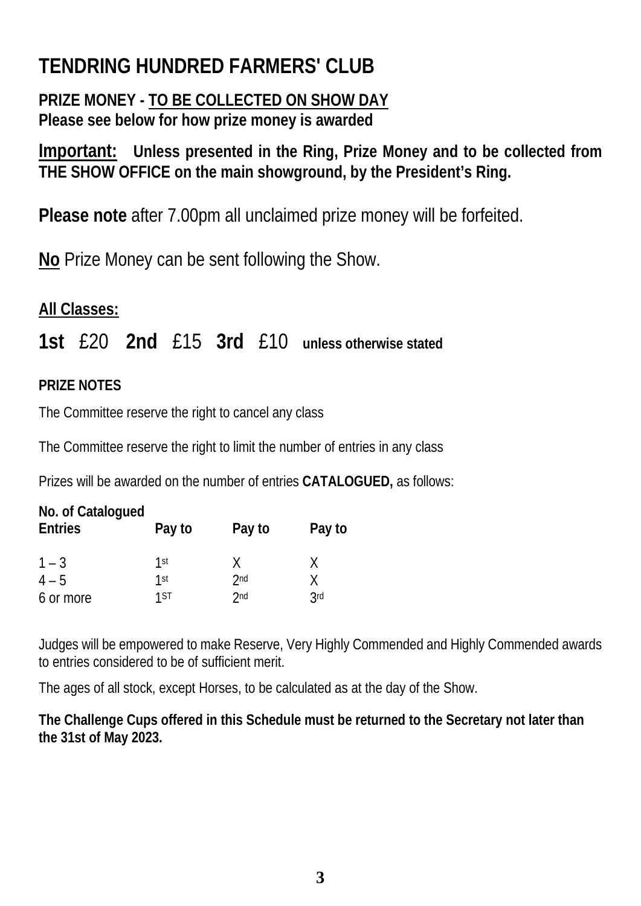# TENDRING HUNDRED FARMERS' CLUB

**PRIZE MONEY - TO BE COLLECTED ON SHOW DAY**
**Please see below for how prize money is awarded**

**Important:** **Unless presented in the Ring, Prize Money and to be collected from THE SHOW OFFICE on the main showground, by the President's Ring.**

**Please note** after 7.00pm all unclaimed prize money will be forfeited.

**No** Prize Money can be sent following the Show.

**All Classes:**

**1st** £20 **2nd** £15 **3rd** £10 **unless otherwise stated**

**PRIZE NOTES**

The Committee reserve the right to cancel any class

The Committee reserve the right to limit the number of entries in any class

Prizes will be awarded on the number of entries **CATALOGUED,** as follows:

| No. of Catalogued Entries | Pay to | Pay to | Pay to |
|---|---|---|---|
| 1 – 3 | 1st | X | X |
| 4 – 5 | 1st | 2nd | X |
| 6 or more | 1ST | 2nd | 3rd |

Judges will be empowered to make Reserve, Very Highly Commended and Highly Commended awards to entries considered to be of sufficient merit.

The ages of all stock, except Horses, to be calculated as at the day of the Show.

**The Challenge Cups offered in this Schedule must be returned to the Secretary not later than the 31st of May 2023.**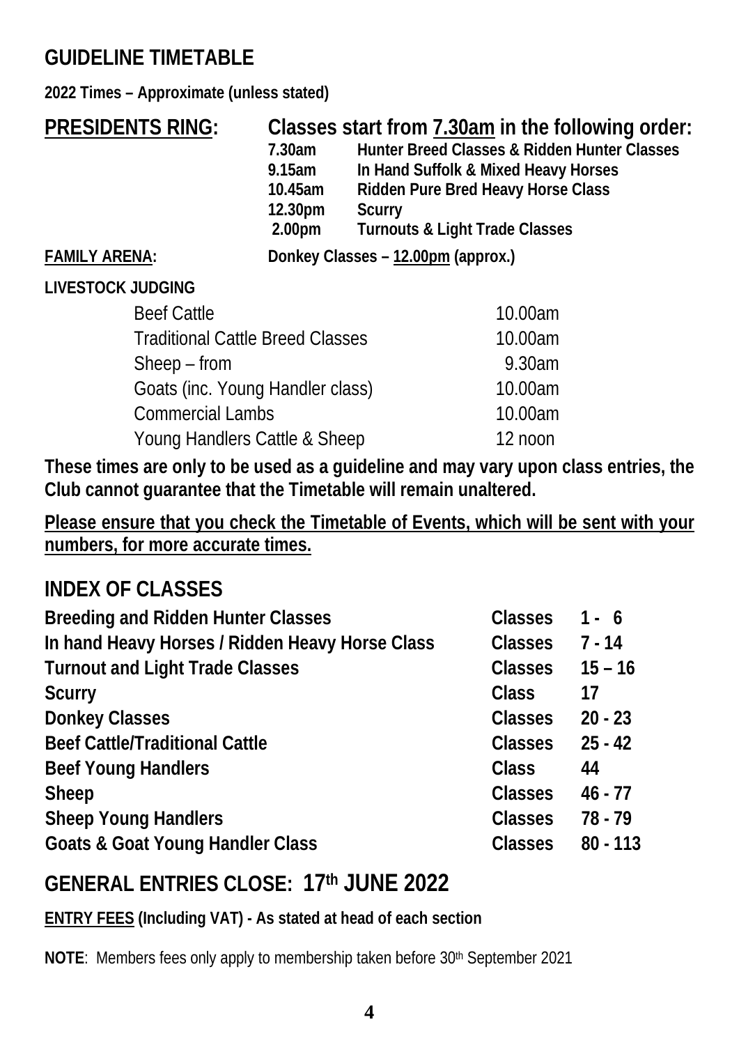## GUIDELINE TIMETABLE

**2022 Times – Approximate (unless stated)**

**PRESIDENTS RING:** **Classes start from 7.30am in the following order:**

| | |
|---|---|
| **7.30am** | **Hunter Breed Classes & Ridden Hunter Classes** |
| **9.15am** | **In Hand Suffolk & Mixed Heavy Horses** |
| **10.45am** | **Ridden Pure Bred Heavy Horse Class** |
| **12.30pm** | **Scurry** |
| **2.00pm** | **Turnouts & Light Trade Classes** |

**FAMILY ARENA:** **Donkey Classes – 12.00pm (approx.)**

**LIVESTOCK JUDGING**

| | |
|---|---|
| Beef Cattle | 10.00am |
| Traditional Cattle Breed Classes | 10.00am |
| Sheep – from | 9.30am |
| Goats (inc. Young Handler class) | 10.00am |
| Commercial Lambs | 10.00am |
| Young Handlers Cattle & Sheep | 12 noon |

**These times are only to be used as a guideline and may vary upon class entries, the Club cannot guarantee that the Timetable will remain unaltered.**

**Please ensure that you check the Timetable of Events, which will be sent with your numbers, for more accurate times.**

## INDEX OF CLASSES

| | | |
|---|---|---|
| **Breeding and Ridden Hunter Classes** | **Classes** | **1 - 6** |
| **In hand Heavy Horses / Ridden Heavy Horse Class** | **Classes** | **7 - 14** |
| **Turnout and Light Trade Classes** | **Classes** | **15 – 16** |
| **Scurry** | **Class** | **17** |
| **Donkey Classes** | **Classes** | **20 - 23** |
| **Beef Cattle/Traditional Cattle** | **Classes** | **25 - 42** |
| **Beef Young Handlers** | **Class** | **44** |
| **Sheep** | **Classes** | **46 - 77** |
| **Sheep Young Handlers** | **Classes** | **78 - 79** |
| **Goats & Goat Young Handler Class** | **Classes** | **80 - 113** |

## GENERAL ENTRIES CLOSE: 17th JUNE 2022

**ENTRY FEES (Including VAT) - As stated at head of each section**

**NOTE**: Members fees only apply to membership taken before 30th September 2021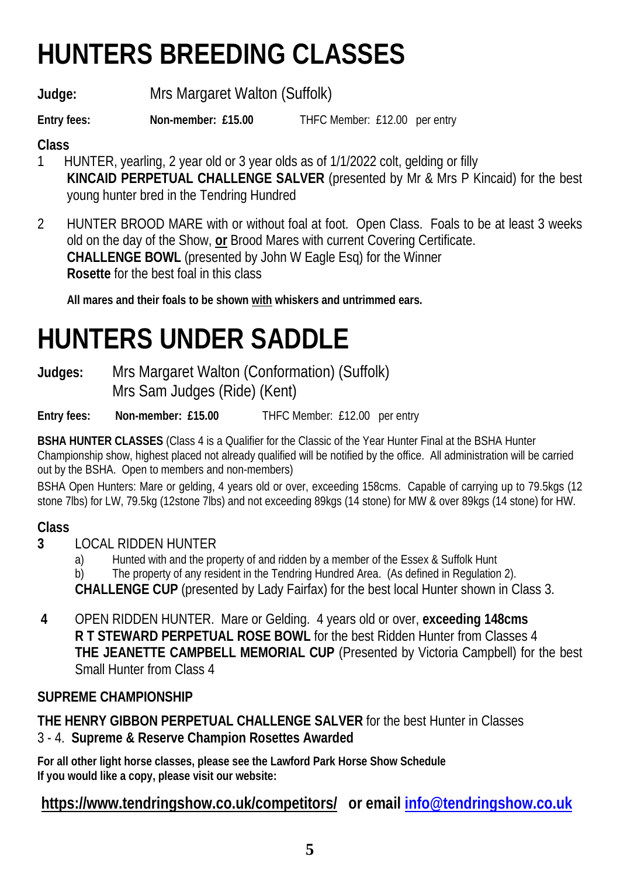# HUNTERS BREEDING CLASSES

**Judge:** Mrs Margaret Walton (Suffolk)

**Entry fees:** **Non-member: £15.00** THFC Member: £12.00 per entry

**Class**

1 HUNTER, yearling, 2 year old or 3 year olds as of 1/1/2022 colt, gelding or filly
**KINCAID PERPETUAL CHALLENGE SALVER** (presented by Mr & Mrs P Kincaid) for the best young hunter bred in the Tendring Hundred

2 HUNTER BROOD MARE with or without foal at foot. Open Class. Foals to be at least 3 weeks old on the day of the Show, **or** Brood Mares with current Covering Certificate.
**CHALLENGE BOWL** (presented by John W Eagle Esq) for the Winner
**Rosette** for the best foal in this class

**All mares and their foals to be shown with whiskers and untrimmed ears.**

# HUNTERS UNDER SADDLE

**Judges:** Mrs Margaret Walton (Conformation) (Suffolk)
Mrs Sam Judges (Ride) (Kent)

**Entry fees:** **Non-member: £15.00** THFC Member: £12.00 per entry

**BSHA HUNTER CLASSES** (Class 4 is a Qualifier for the Classic of the Year Hunter Final at the BSHA Hunter Championship show, highest placed not already qualified will be notified by the office. All administration will be carried out by the BSHA. Open to members and non-members)

BSHA Open Hunters: Mare or gelding, 4 years old or over, exceeding 158cms. Capable of carrying up to 79.5kgs (12 stone 7lbs) for LW, 79.5kg (12stone 7lbs) and not exceeding 89kgs (14 stone) for MW & over 89kgs (14 stone) for HW.

**Class**

**3** LOCAL RIDDEN HUNTER
a) Hunted with and the property of and ridden by a member of the Essex & Suffolk Hunt
b) The property of any resident in the Tendring Hundred Area. (As defined in Regulation 2).
**CHALLENGE CUP** (presented by Lady Fairfax) for the best local Hunter shown in Class 3.

**4** OPEN RIDDEN HUNTER. Mare or Gelding. 4 years old or over, **exceeding 148cms**
**R T STEWARD PERPETUAL ROSE BOWL** for the best Ridden Hunter from Classes 4
**THE JEANETTE CAMPBELL MEMORIAL CUP** (Presented by Victoria Campbell) for the best Small Hunter from Class 4

**SUPREME CHAMPIONSHIP**

**THE HENRY GIBBON PERPETUAL CHALLENGE SALVER** for the best Hunter in Classes 3 - 4. **Supreme & Reserve Champion Rosettes Awarded**

**For all other light horse classes, please see the Lawford Park Horse Show Schedule**
**If you would like a copy, please visit our website:**

**https://www.tendringshow.co.uk/competitors/ or email info@tendringshow.co.uk**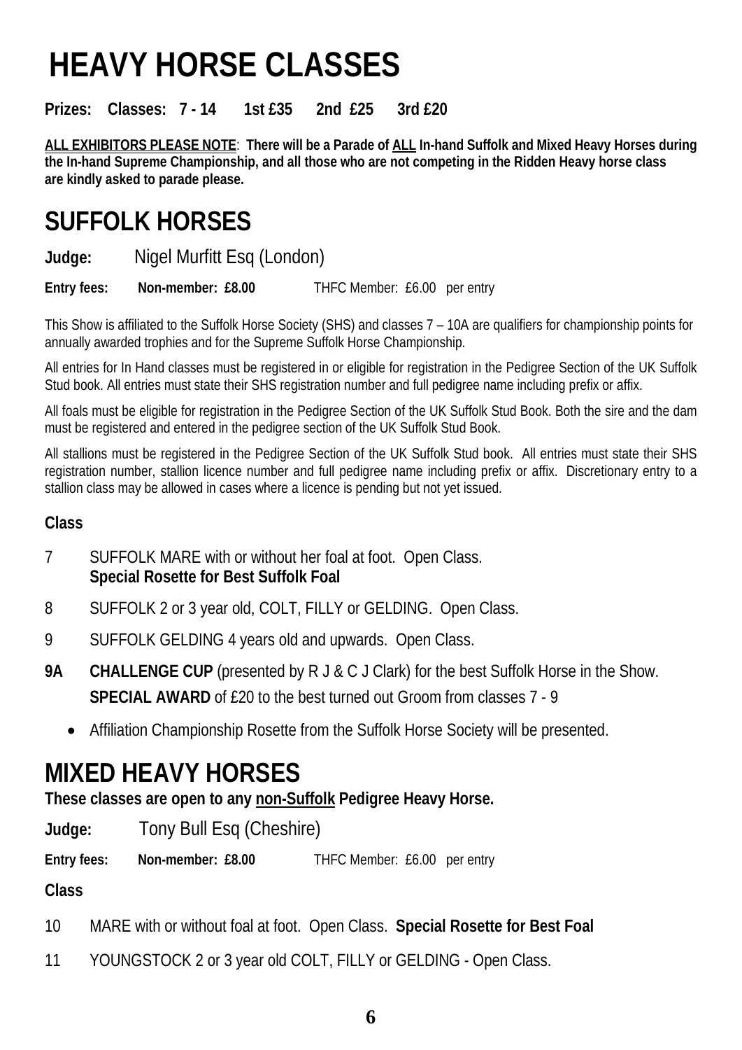# HEAVY HORSE CLASSES

**Prizes: Classes: 7 - 14 1st £35 2nd £25 3rd £20**

**ALL EXHIBITORS PLEASE NOTE: There will be a Parade of ALL In-hand Suffolk and Mixed Heavy Horses during the In-hand Supreme Championship, and all those who are not competing in the Ridden Heavy horse class are kindly asked to parade please.**

## SUFFOLK HORSES

**Judge:** Nigel Murfitt Esq (London)

**Entry fees: Non-member: £8.00** THFC Member: £6.00 per entry

This Show is affiliated to the Suffolk Horse Society (SHS) and classes 7 – 10A are qualifiers for championship points for annually awarded trophies and for the Supreme Suffolk Horse Championship.

All entries for In Hand classes must be registered in or eligible for registration in the Pedigree Section of the UK Suffolk Stud book. All entries must state their SHS registration number and full pedigree name including prefix or affix.

All foals must be eligible for registration in the Pedigree Section of the UK Suffolk Stud Book. Both the sire and the dam must be registered and entered in the pedigree section of the UK Suffolk Stud Book.

All stallions must be registered in the Pedigree Section of the UK Suffolk Stud book. All entries must state their SHS registration number, stallion licence number and full pedigree name including prefix or affix. Discretionary entry to a stallion class may be allowed in cases where a licence is pending but not yet issued.

**Class**

7 SUFFOLK MARE with or without her foal at foot. Open Class.
**Special Rosette for Best Suffolk Foal**

8 SUFFOLK 2 or 3 year old, COLT, FILLY or GELDING. Open Class.

9 SUFFOLK GELDING 4 years old and upwards. Open Class.

**9A CHALLENGE CUP** (presented by R J & C J Clark) for the best Suffolk Horse in the Show.
**SPECIAL AWARD** of £20 to the best turned out Groom from classes 7 - 9

- Affiliation Championship Rosette from the Suffolk Horse Society will be presented.

## MIXED HEAVY HORSES

**These classes are open to any non-Suffolk Pedigree Heavy Horse.**

**Judge:** Tony Bull Esq (Cheshire)

**Entry fees: Non-member: £8.00** THFC Member: £6.00 per entry

**Class**

10 MARE with or without foal at foot. Open Class. **Special Rosette for Best Foal**

11 YOUNGSTOCK 2 or 3 year old COLT, FILLY or GELDING - Open Class.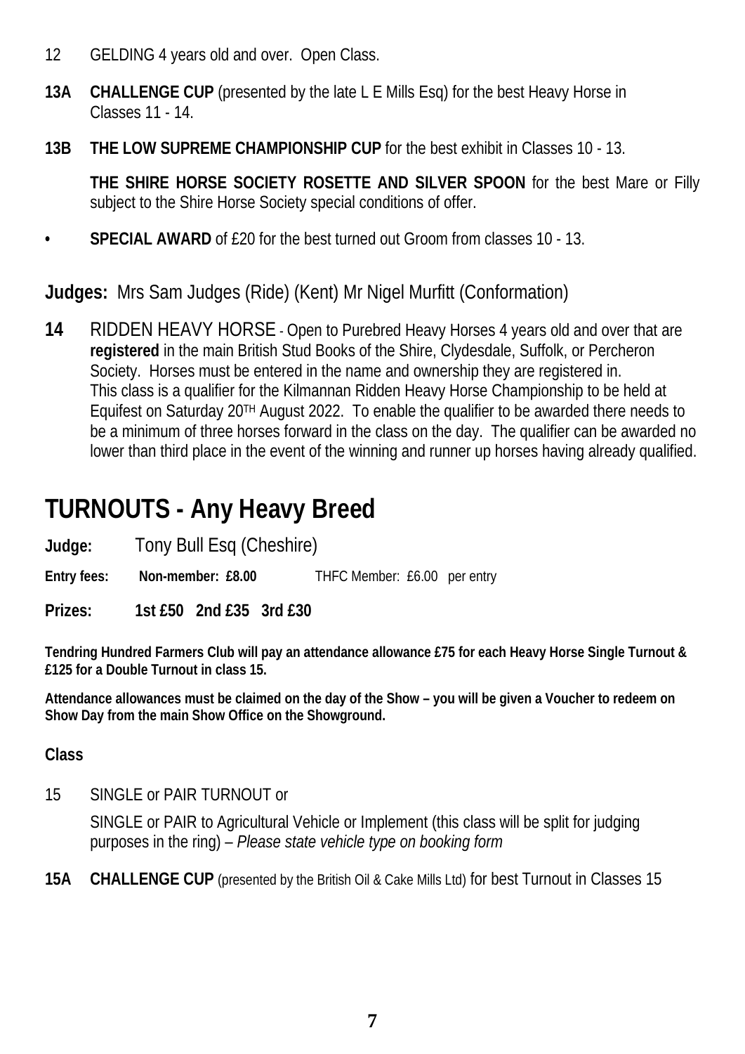12 GELDING 4 years old and over. Open Class.

**13A CHALLENGE CUP** (presented by the late L E Mills Esq) for the best Heavy Horse in Classes 11 - 14.

**13B THE LOW SUPREME CHAMPIONSHIP CUP** for the best exhibit in Classes 10 - 13.

**THE SHIRE HORSE SOCIETY ROSETTE AND SILVER SPOON** for the best Mare or Filly subject to the Shire Horse Society special conditions of offer.

- **SPECIAL AWARD** of £20 for the best turned out Groom from classes 10 - 13.

**Judges:** Mrs Sam Judges (Ride) (Kent) Mr Nigel Murfitt (Conformation)

**14** RIDDEN HEAVY HORSE - Open to Purebred Heavy Horses 4 years old and over that are **registered** in the main British Stud Books of the Shire, Clydesdale, Suffolk, or Percheron Society. Horses must be entered in the name and ownership they are registered in. This class is a qualifier for the Kilmannan Ridden Heavy Horse Championship to be held at Equifest on Saturday 20TH August 2022. To enable the qualifier to be awarded there needs to be a minimum of three horses forward in the class on the day. The qualifier can be awarded no lower than third place in the event of the winning and runner up horses having already qualified.

# TURNOUTS - Any Heavy Breed

**Judge:** Tony Bull Esq (Cheshire)

**Entry fees:** **Non-member: £8.00** THFC Member: £6.00 per entry

**Prizes:** **1st £50 2nd £35 3rd £30**

**Tendring Hundred Farmers Club will pay an attendance allowance £75 for each Heavy Horse Single Turnout & £125 for a Double Turnout in class 15.**

**Attendance allowances must be claimed on the day of the Show – you will be given a Voucher to redeem on Show Day from the main Show Office on the Showground.**

**Class**

15 SINGLE or PAIR TURNOUT or

SINGLE or PAIR to Agricultural Vehicle or Implement (this class will be split for judging purposes in the ring) – *Please state vehicle type on booking form*

**15A CHALLENGE CUP** (presented by the British Oil & Cake Mills Ltd) for best Turnout in Classes 15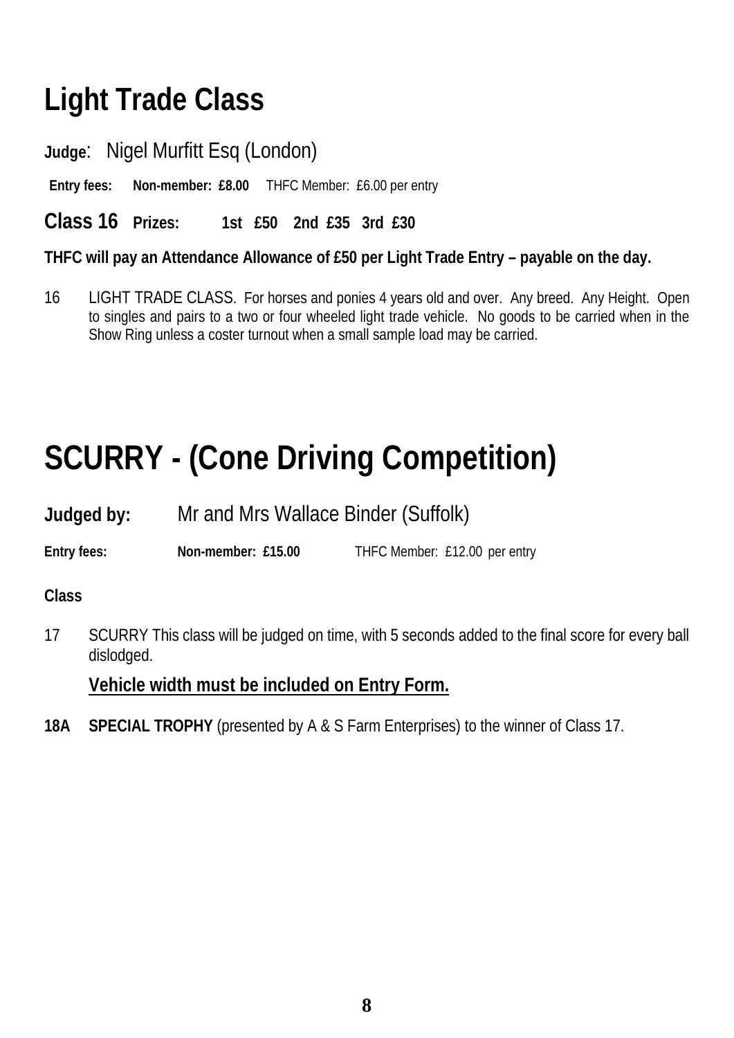# Light Trade Class

**Judge**: Nigel Murfitt Esq (London)

**Entry fees: Non-member: £8.00** THFC Member: £6.00 per entry

**Class 16 Prizes: 1st £50 2nd £35 3rd £30**

**THFC will pay an Attendance Allowance of £50 per Light Trade Entry – payable on the day.**

16 LIGHT TRADE CLASS. For horses and ponies 4 years old and over. Any breed. Any Height. Open to singles and pairs to a two or four wheeled light trade vehicle. No goods to be carried when in the Show Ring unless a coster turnout when a small sample load may be carried.

# SCURRY - (Cone Driving Competition)

**Judged by:** Mr and Mrs Wallace Binder (Suffolk)

**Entry fees: Non-member: £15.00** THFC Member: £12.00 per entry

**Class**

17 SCURRY This class will be judged on time, with 5 seconds added to the final score for every ball dislodged.

**Vehicle width must be included on Entry Form.**

**18A SPECIAL TROPHY** (presented by A & S Farm Enterprises) to the winner of Class 17.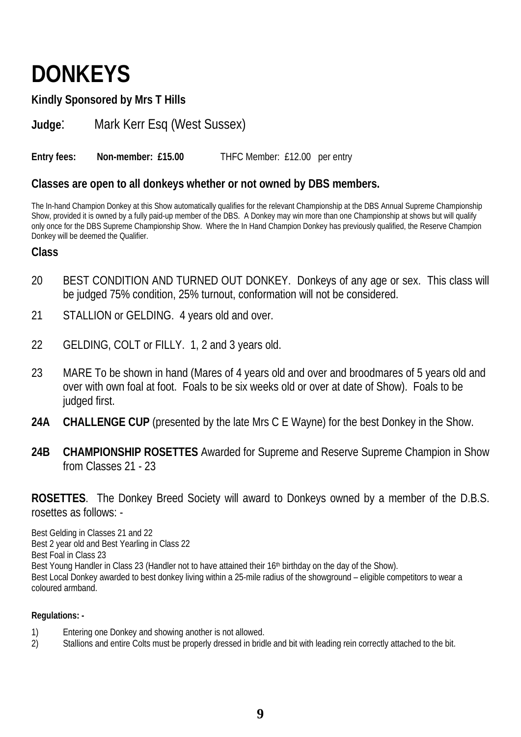# DONKEYS

**Kindly Sponsored by Mrs T Hills**

**Judge**: Mark Kerr Esq (West Sussex)

**Entry fees:** **Non-member: £15.00** THFC Member: £12.00 per entry

**Classes are open to all donkeys whether or not owned by DBS members.**

The In-hand Champion Donkey at this Show automatically qualifies for the relevant Championship at the DBS Annual Supreme Championship Show, provided it is owned by a fully paid-up member of the DBS. A Donkey may win more than one Championship at shows but will qualify only once for the DBS Supreme Championship Show. Where the In Hand Champion Donkey has previously qualified, the Reserve Champion Donkey will be deemed the Qualifier.

**Class**

20 BEST CONDITION AND TURNED OUT DONKEY. Donkeys of any age or sex. This class will be judged 75% condition, 25% turnout, conformation will not be considered.

21 STALLION or GELDING. 4 years old and over.

22 GELDING, COLT or FILLY. 1, 2 and 3 years old.

23 MARE To be shown in hand (Mares of 4 years old and over and broodmares of 5 years old and over with own foal at foot. Foals to be six weeks old or over at date of Show). Foals to be judged first.

**24A CHALLENGE CUP** (presented by the late Mrs C E Wayne) for the best Donkey in the Show.

**24B CHAMPIONSHIP ROSETTES** Awarded for Supreme and Reserve Supreme Champion in Show from Classes 21 - 23

**ROSETTES**. The Donkey Breed Society will award to Donkeys owned by a member of the D.B.S. rosettes as follows: -

Best Gelding in Classes 21 and 22
Best 2 year old and Best Yearling in Class 22
Best Foal in Class 23
Best Young Handler in Class 23 (Handler not to have attained their 16th birthday on the day of the Show).
Best Local Donkey awarded to best donkey living within a 25-mile radius of the showground – eligible competitors to wear a coloured armband.

**Regulations: -**

1) Entering one Donkey and showing another is not allowed.
2) Stallions and entire Colts must be properly dressed in bridle and bit with leading rein correctly attached to the bit.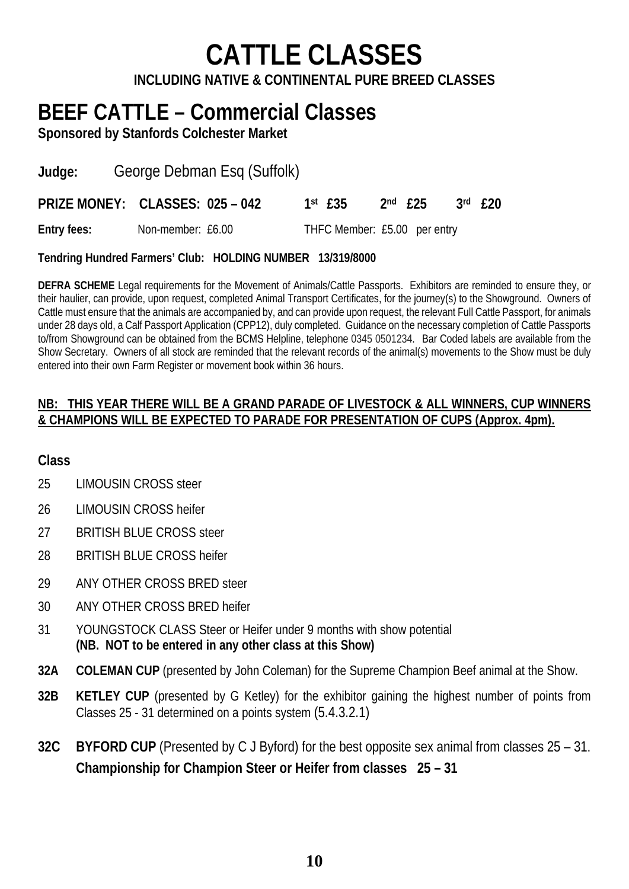# CATTLE CLASSES

**INCLUDING NATIVE & CONTINENTAL PURE BREED CLASSES**

## BEEF CATTLE – Commercial Classes

**Sponsored by Stanfords Colchester Market**

**Judge:** George Debman Esq (Suffolk)

**PRIZE MONEY: CLASSES: 025 – 042** **1st £35** **2nd £25** **3rd £20**

**Entry fees:** Non-member: £6.00 THFC Member: £5.00 per entry

**Tendring Hundred Farmers' Club: HOLDING NUMBER 13/319/8000**

**DEFRA SCHEME** Legal requirements for the Movement of Animals/Cattle Passports. Exhibitors are reminded to ensure they, or their haulier, can provide, upon request, completed Animal Transport Certificates, for the journey(s) to the Showground. Owners of Cattle must ensure that the animals are accompanied by, and can provide upon request, the relevant Full Cattle Passport, for animals under 28 days old, a Calf Passport Application (CPP12), duly completed. Guidance on the necessary completion of Cattle Passports to/from Showground can be obtained from the BCMS Helpline, telephone 0345 0501234. Bar Coded labels are available from the Show Secretary. Owners of all stock are reminded that the relevant records of the animal(s) movements to the Show must be duly entered into their own Farm Register or movement book within 36 hours.

**NB: THIS YEAR THERE WILL BE A GRAND PARADE OF LIVESTOCK & ALL WINNERS, CUP WINNERS & CHAMPIONS WILL BE EXPECTED TO PARADE FOR PRESENTATION OF CUPS (Approx. 4pm).**

**Class**

25 LIMOUSIN CROSS steer

26 LIMOUSIN CROSS heifer

27 BRITISH BLUE CROSS steer

28 BRITISH BLUE CROSS heifer

29 ANY OTHER CROSS BRED steer

30 ANY OTHER CROSS BRED heifer

31 YOUNGSTOCK CLASS Steer or Heifer under 9 months with show potential
**(NB. NOT to be entered in any other class at this Show)**

**32A** **COLEMAN CUP** (presented by John Coleman) for the Supreme Champion Beef animal at the Show.

**32B** **KETLEY CUP** (presented by G Ketley) for the exhibitor gaining the highest number of points from Classes 25 - 31 determined on a points system (5.4.3.2.1)

**32C** **BYFORD CUP** (Presented by C J Byford) for the best opposite sex animal from classes 25 – 31.
**Championship for Champion Steer or Heifer from classes 25 – 31**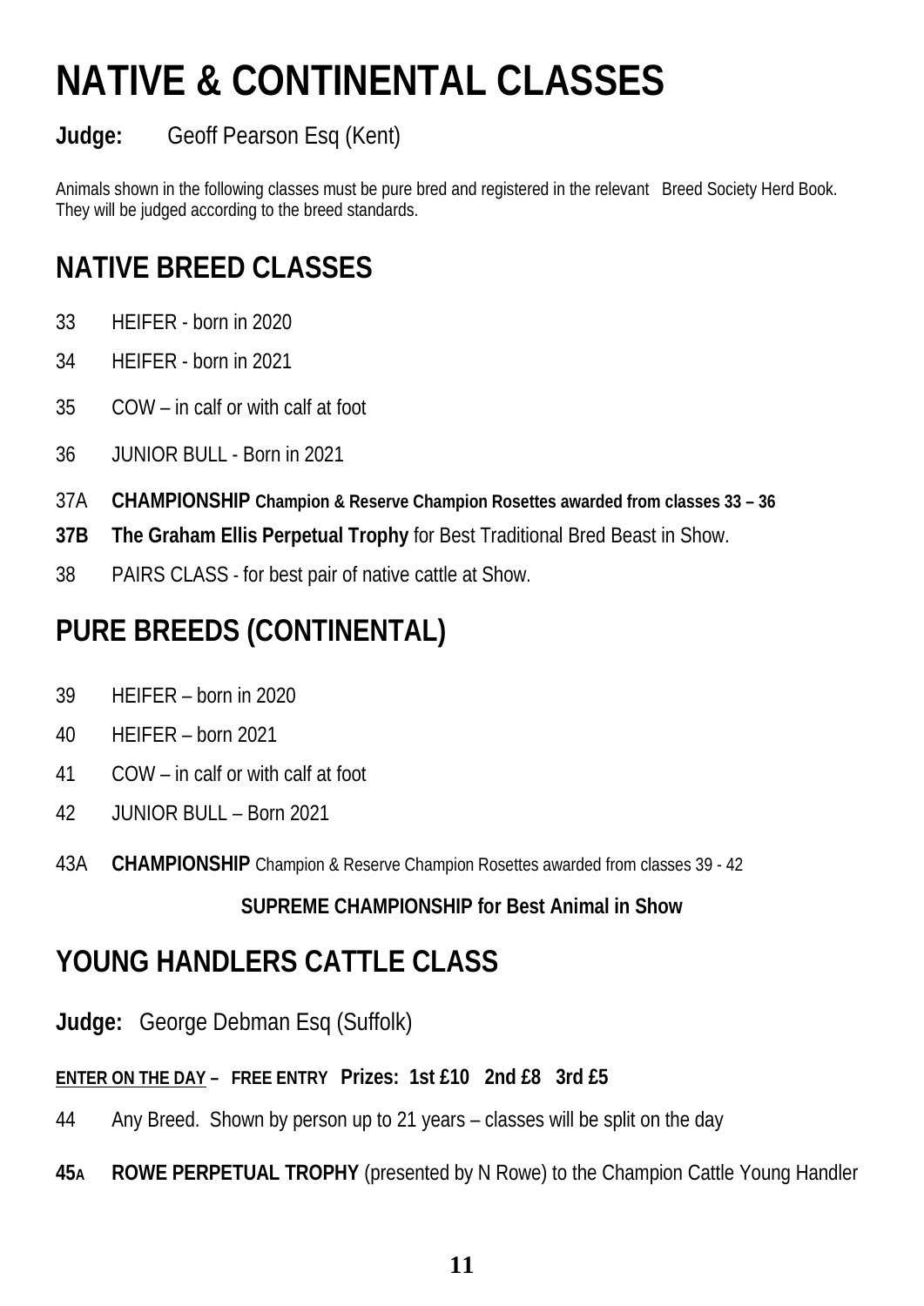# NATIVE & CONTINENTAL CLASSES

**Judge:** Geoff Pearson Esq (Kent)

Animals shown in the following classes must be pure bred and registered in the relevant Breed Society Herd Book. They will be judged according to the breed standards.

## NATIVE BREED CLASSES

33 HEIFER - born in 2020

34 HEIFER - born in 2021

35 COW – in calf or with calf at foot

36 JUNIOR BULL - Born in 2021

37A **CHAMPIONSHIP Champion & Reserve Champion Rosettes awarded from classes 33 – 36**

**37B The Graham Ellis Perpetual Trophy** for Best Traditional Bred Beast in Show.

38 PAIRS CLASS - for best pair of native cattle at Show.

## PURE BREEDS (CONTINENTAL)

39 HEIFER – born in 2020

40 HEIFER – born 2021

41 COW – in calf or with calf at foot

42 JUNIOR BULL – Born 2021

43A **CHAMPIONSHIP** Champion & Reserve Champion Rosettes awarded from classes 39 - 42

**SUPREME CHAMPIONSHIP for Best Animal in Show**

## YOUNG HANDLERS CATTLE CLASS

**Judge:** George Debman Esq (Suffolk)

**ENTER ON THE DAY – FREE ENTRY Prizes: 1st £10 2nd £8 3rd £5**

44 Any Breed. Shown by person up to 21 years – classes will be split on the day

**45A ROWE PERPETUAL TROPHY** (presented by N Rowe) to the Champion Cattle Young Handler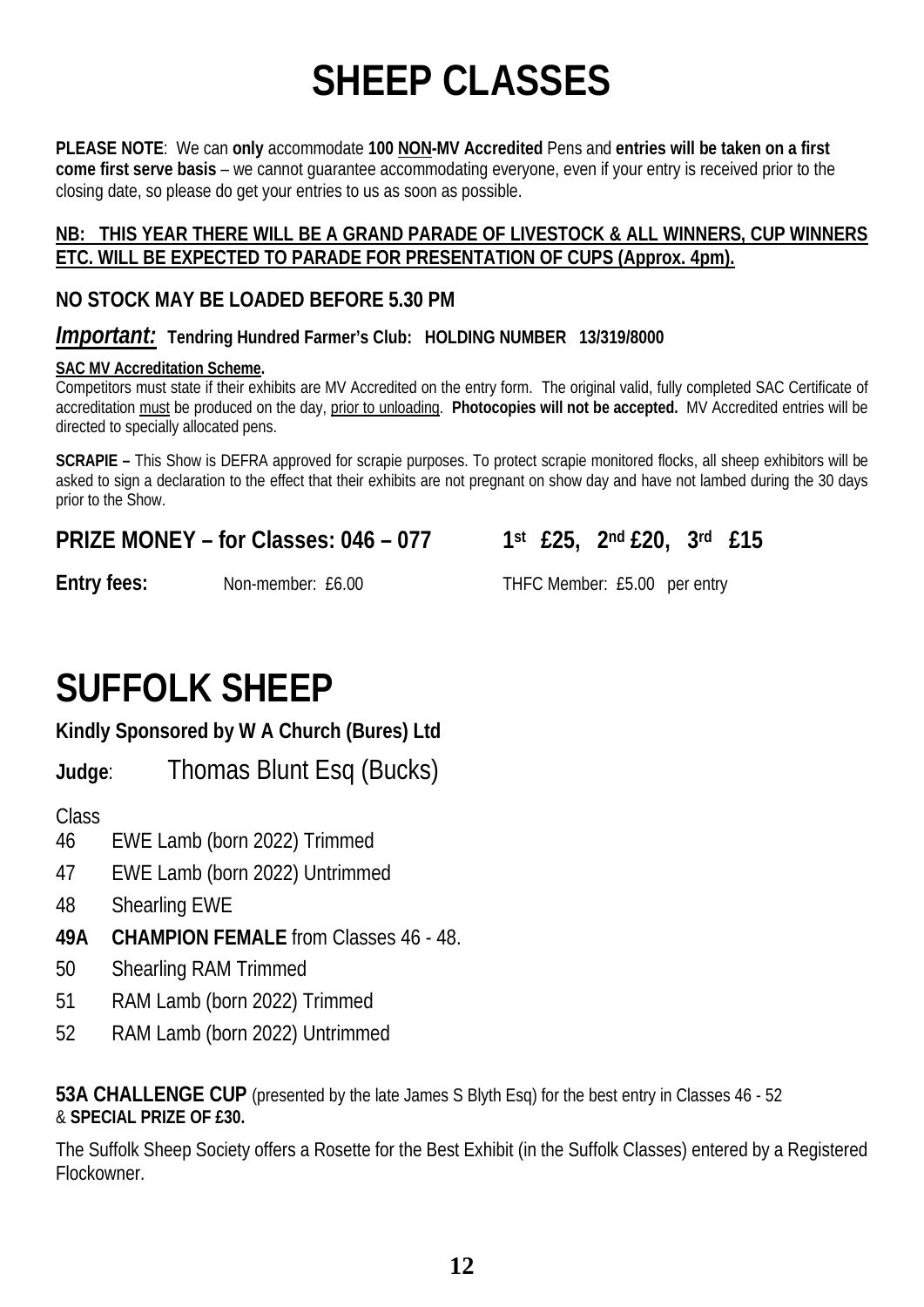# SHEEP CLASSES

**PLEASE NOTE**: We can **only** accommodate **100 NON-MV Accredited** Pens and **entries will be taken on a first come first serve basis** – we cannot guarantee accommodating everyone, even if your entry is received prior to the closing date, so please do get your entries to us as soon as possible.

**NB: THIS YEAR THERE WILL BE A GRAND PARADE OF LIVESTOCK & ALL WINNERS, CUP WINNERS ETC. WILL BE EXPECTED TO PARADE FOR PRESENTATION OF CUPS (Approx. 4pm).**

**NO STOCK MAY BE LOADED BEFORE 5.30 PM**

***Important:*** **Tendring Hundred Farmer's Club: HOLDING NUMBER 13/319/8000**

**SAC MV Accreditation Scheme.**
Competitors must state if their exhibits are MV Accredited on the entry form. The original valid, fully completed SAC Certificate of accreditation must be produced on the day, prior to unloading. **Photocopies will not be accepted.** MV Accredited entries will be directed to specially allocated pens.

**SCRAPIE –** This Show is DEFRA approved for scrapie purposes. To protect scrapie monitored flocks, all sheep exhibitors will be asked to sign a declaration to the effect that their exhibits are not pregnant on show day and have not lambed during the 30 days prior to the Show.

**PRIZE MONEY – for Classes: 046 – 077 1st £25, 2nd £20, 3rd £15**

**Entry fees:** Non-member: £6.00 THFC Member: £5.00 per entry

# SUFFOLK SHEEP

**Kindly Sponsored by W A Church (Bures) Ltd**

**Judge**: Thomas Blunt Esq (Bucks)

Class
46 EWE Lamb (born 2022) Trimmed
47 EWE Lamb (born 2022) Untrimmed
48 Shearling EWE
**49A CHAMPION FEMALE** from Classes 46 - 48.
50 Shearling RAM Trimmed
51 RAM Lamb (born 2022) Trimmed
52 RAM Lamb (born 2022) Untrimmed

**53A CHALLENGE CUP** (presented by the late James S Blyth Esq) for the best entry in Classes 46 - 52 & **SPECIAL PRIZE OF £30.**

The Suffolk Sheep Society offers a Rosette for the Best Exhibit (in the Suffolk Classes) entered by a Registered Flockowner.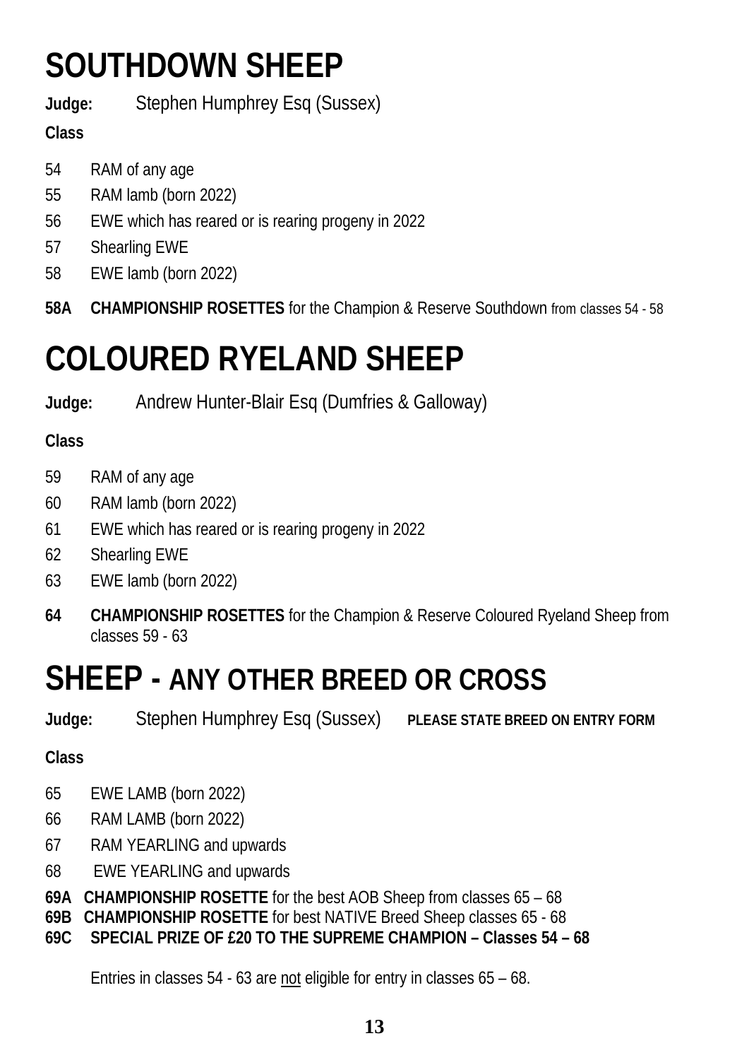# SOUTHDOWN SHEEP

**Judge:** Stephen Humphrey Esq (Sussex)

**Class**

54 RAM of any age

55 RAM lamb (born 2022)

56 EWE which has reared or is rearing progeny in 2022

57 Shearling EWE

58 EWE lamb (born 2022)

**58A CHAMPIONSHIP ROSETTES** for the Champion & Reserve Southdown from classes 54 - 58

# COLOURED RYELAND SHEEP

**Judge:** Andrew Hunter-Blair Esq (Dumfries & Galloway)

**Class**

59 RAM of any age

60 RAM lamb (born 2022)

61 EWE which has reared or is rearing progeny in 2022

62 Shearling EWE

63 EWE lamb (born 2022)

**64 CHAMPIONSHIP ROSETTES** for the Champion & Reserve Coloured Ryeland Sheep from classes 59 - 63

# SHEEP - ANY OTHER BREED OR CROSS

**Judge:** Stephen Humphrey Esq (Sussex) **PLEASE STATE BREED ON ENTRY FORM**

**Class**

65 EWE LAMB (born 2022)

66 RAM LAMB (born 2022)

67 RAM YEARLING and upwards

68 EWE YEARLING and upwards

**69A CHAMPIONSHIP ROSETTE** for the best AOB Sheep from classes 65 – 68

**69B CHAMPIONSHIP ROSETTE** for best NATIVE Breed Sheep classes 65 - 68

**69C SPECIAL PRIZE OF £20 TO THE SUPREME CHAMPION – Classes 54 – 68**

Entries in classes 54 - 63 are not eligible for entry in classes 65 – 68.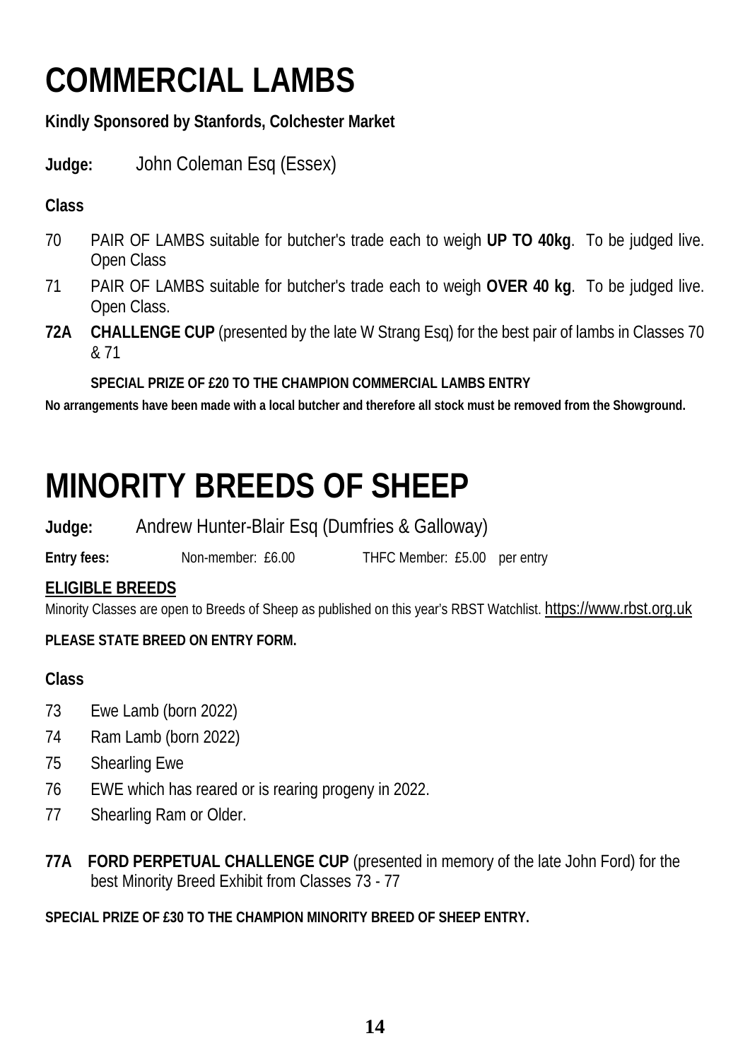# COMMERCIAL LAMBS

**Kindly Sponsored by Stanfords, Colchester Market**

**Judge:** John Coleman Esq (Essex)

**Class**

70 PAIR OF LAMBS suitable for butcher's trade each to weigh **UP TO 40kg**. To be judged live. Open Class

71 PAIR OF LAMBS suitable for butcher's trade each to weigh **OVER 40 kg**. To be judged live. Open Class.

**72A CHALLENGE CUP** (presented by the late W Strang Esq) for the best pair of lambs in Classes 70 & 71

**SPECIAL PRIZE OF £20 TO THE CHAMPION COMMERCIAL LAMBS ENTRY**

**No arrangements have been made with a local butcher and therefore all stock must be removed from the Showground.**

# MINORITY BREEDS OF SHEEP

**Judge:** Andrew Hunter-Blair Esq (Dumfries & Galloway)

**Entry fees:** Non-member: £6.00 THFC Member: £5.00 per entry

**ELIGIBLE BREEDS**

Minority Classes are open to Breeds of Sheep as published on this year's RBST Watchlist. https://www.rbst.org.uk

**PLEASE STATE BREED ON ENTRY FORM.**

**Class**

73 Ewe Lamb (born 2022)

74 Ram Lamb (born 2022)

75 Shearling Ewe

76 EWE which has reared or is rearing progeny in 2022.

77 Shearling Ram or Older.

**77A FORD PERPETUAL CHALLENGE CUP** (presented in memory of the late John Ford) for the best Minority Breed Exhibit from Classes 73 - 77

**SPECIAL PRIZE OF £30 TO THE CHAMPION MINORITY BREED OF SHEEP ENTRY.**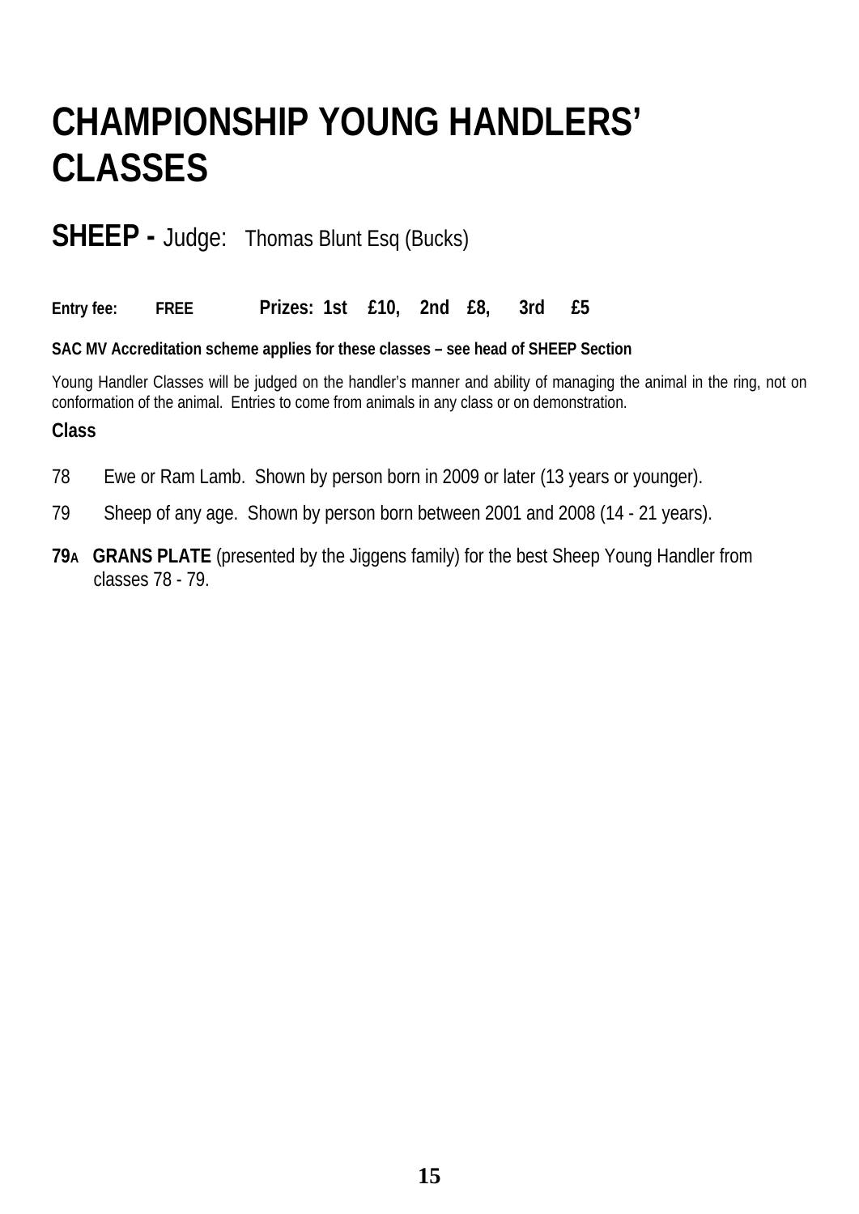# CHAMPIONSHIP YOUNG HANDLERS' CLASSES

## SHEEP - Judge: Thomas Blunt Esq (Bucks)

**Entry fee: FREE** **Prizes: 1st £10, 2nd £8, 3rd £5**

**SAC MV Accreditation scheme applies for these classes – see head of SHEEP Section**

Young Handler Classes will be judged on the handler's manner and ability of managing the animal in the ring, not on conformation of the animal. Entries to come from animals in any class or on demonstration.

**Class**

78 Ewe or Ram Lamb. Shown by person born in 2009 or later (13 years or younger).

79 Sheep of any age. Shown by person born between 2001 and 2008 (14 - 21 years).

**79A GRANS PLATE** (presented by the Jiggens family) for the best Sheep Young Handler from classes 78 - 79.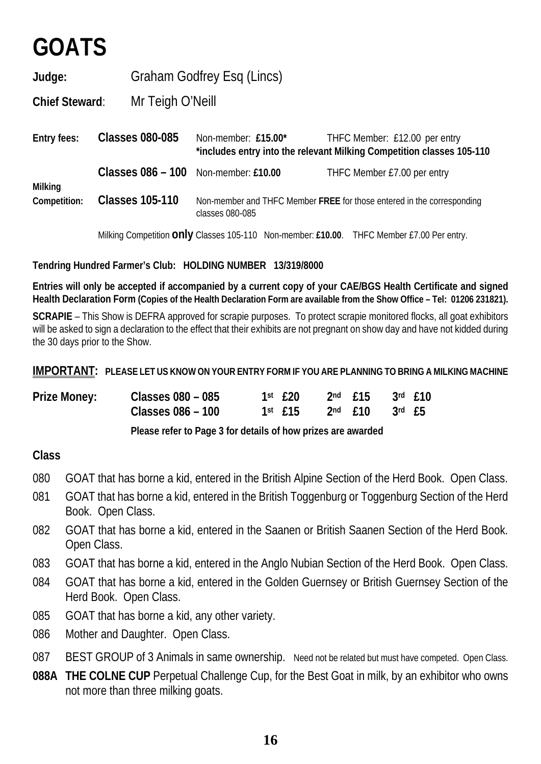# GOATS

**Judge:** Graham Godfrey Esq (Lincs)

**Chief Steward**: Mr Teigh O'Neill

| | | | |
|---|---|---|---|
| **Entry fees:** | **Classes 080-085** | Non-member: **£15.00*** | THFC Member: £12.00 per entry |
| | | **\*includes entry into the relevant Milking Competition classes 105-110** | |
| | **Classes 086 – 100** | Non-member: **£10.00** | THFC Member £7.00 per entry |
| **Milking Competition:** | **Classes 105-110** | Non-member and THFC Member **FREE** for those entered in the corresponding classes 080-085 | |
| | | Milking Competition **only** Classes 105-110 Non-member: **£10.00**. | THFC Member £7.00 Per entry. |

**Tendring Hundred Farmer's Club: HOLDING NUMBER 13/319/8000**

**Entries will only be accepted if accompanied by a current copy of your CAE/BGS Health Certificate and signed Health Declaration Form (Copies of the Health Declaration Form are available from the Show Office – Tel: 01206 231821).**

**SCRAPIE** – This Show is DEFRA approved for scrapie purposes. To protect scrapie monitored flocks, all goat exhibitors will be asked to sign a declaration to the effect that their exhibits are not pregnant on show day and have not kidded during the 30 days prior to the Show.

**IMPORTANT: PLEASE LET US KNOW ON YOUR ENTRY FORM IF YOU ARE PLANNING TO BRING A MILKING MACHINE**

| **Prize Money:** | | | | |
|---|---|---|---|---|
| | **Classes 080 – 085** | **1st £20** | **2nd £15** | **3rd £10** |
| | **Classes 086 – 100** | **1st £15** | **2nd £10** | **3rd £5** |

**Please refer to Page 3 for details of how prizes are awarded**

**Class**

080 GOAT that has borne a kid, entered in the British Alpine Section of the Herd Book. Open Class.

081 GOAT that has borne a kid, entered in the British Toggenburg or Toggenburg Section of the Herd Book. Open Class.

082 GOAT that has borne a kid, entered in the Saanen or British Saanen Section of the Herd Book. Open Class.

083 GOAT that has borne a kid, entered in the Anglo Nubian Section of the Herd Book. Open Class.

084 GOAT that has borne a kid, entered in the Golden Guernsey or British Guernsey Section of the Herd Book. Open Class.

085 GOAT that has borne a kid, any other variety.

086 Mother and Daughter. Open Class.

087 BEST GROUP of 3 Animals in same ownership. Need not be related but must have competed. Open Class.

**088A THE COLNE CUP** Perpetual Challenge Cup, for the Best Goat in milk, by an exhibitor who owns not more than three milking goats.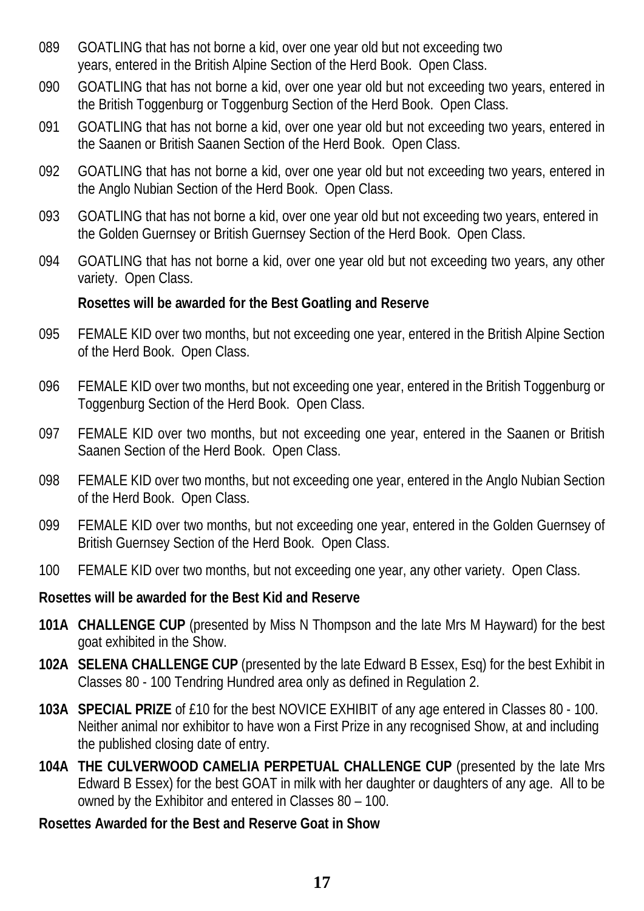089 GOATLING that has not borne a kid, over one year old but not exceeding two years, entered in the British Alpine Section of the Herd Book. Open Class.

090 GOATLING that has not borne a kid, over one year old but not exceeding two years, entered in the British Toggenburg or Toggenburg Section of the Herd Book. Open Class.

091 GOATLING that has not borne a kid, over one year old but not exceeding two years, entered in the Saanen or British Saanen Section of the Herd Book. Open Class.

092 GOATLING that has not borne a kid, over one year old but not exceeding two years, entered in the Anglo Nubian Section of the Herd Book. Open Class.

093 GOATLING that has not borne a kid, over one year old but not exceeding two years, entered in the Golden Guernsey or British Guernsey Section of the Herd Book. Open Class.

094 GOATLING that has not borne a kid, over one year old but not exceeding two years, any other variety. Open Class.

**Rosettes will be awarded for the Best Goatling and Reserve**

095 FEMALE KID over two months, but not exceeding one year, entered in the British Alpine Section of the Herd Book. Open Class.

096 FEMALE KID over two months, but not exceeding one year, entered in the British Toggenburg or Toggenburg Section of the Herd Book. Open Class.

097 FEMALE KID over two months, but not exceeding one year, entered in the Saanen or British Saanen Section of the Herd Book. Open Class.

098 FEMALE KID over two months, but not exceeding one year, entered in the Anglo Nubian Section of the Herd Book. Open Class.

099 FEMALE KID over two months, but not exceeding one year, entered in the Golden Guernsey of British Guernsey Section of the Herd Book. Open Class.

100 FEMALE KID over two months, but not exceeding one year, any other variety. Open Class.

**Rosettes will be awarded for the Best Kid and Reserve**

**101A CHALLENGE CUP** (presented by Miss N Thompson and the late Mrs M Hayward) for the best goat exhibited in the Show.

**102A SELENA CHALLENGE CUP** (presented by the late Edward B Essex, Esq) for the best Exhibit in Classes 80 - 100 Tendring Hundred area only as defined in Regulation 2.

**103A SPECIAL PRIZE** of £10 for the best NOVICE EXHIBIT of any age entered in Classes 80 - 100. Neither animal nor exhibitor to have won a First Prize in any recognised Show, at and including the published closing date of entry.

**104A THE CULVERWOOD CAMELIA PERPETUAL CHALLENGE CUP** (presented by the late Mrs Edward B Essex) for the best GOAT in milk with her daughter or daughters of any age. All to be owned by the Exhibitor and entered in Classes 80 – 100.

**Rosettes Awarded for the Best and Reserve Goat in Show**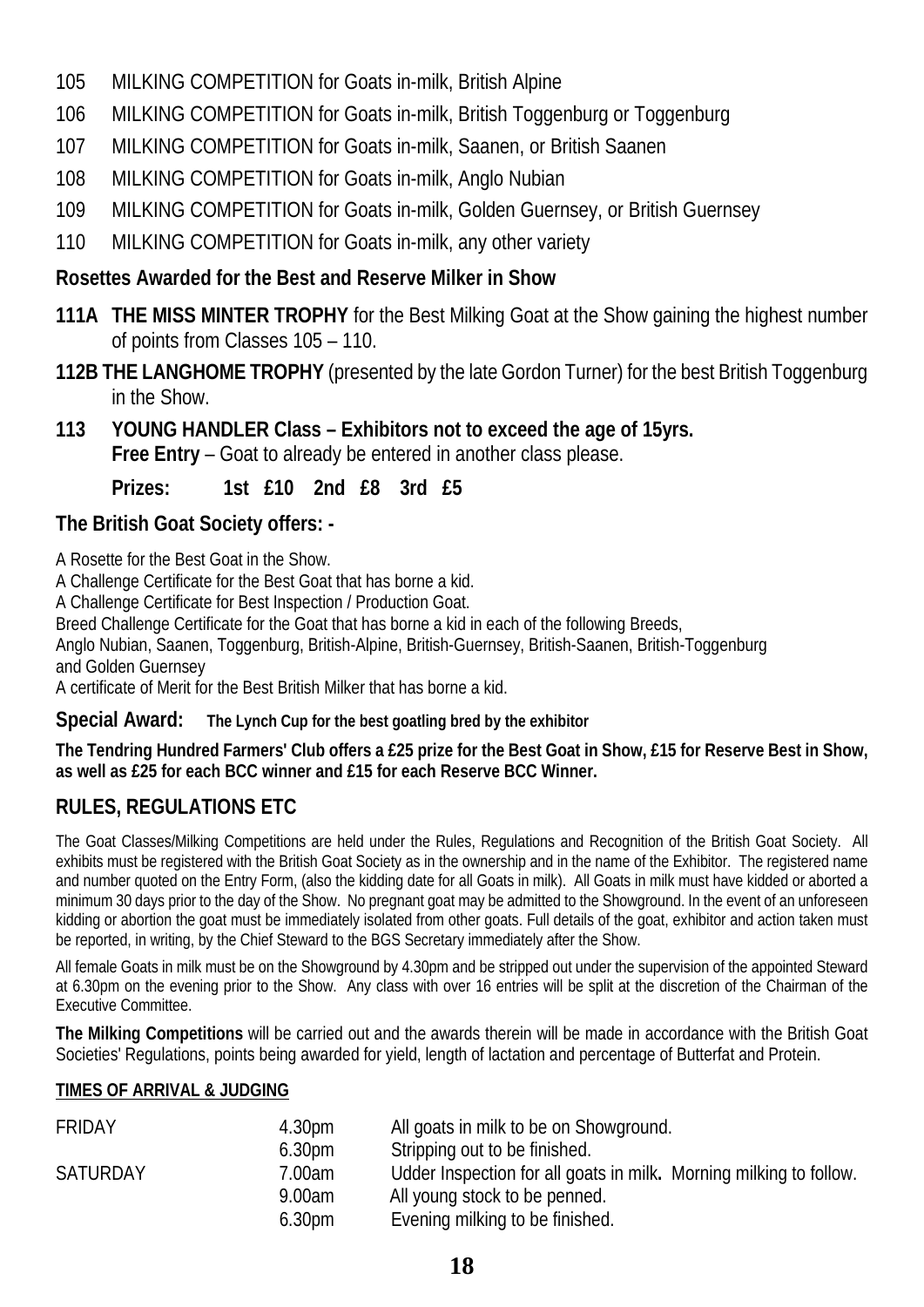105 MILKING COMPETITION for Goats in-milk, British Alpine

106 MILKING COMPETITION for Goats in-milk, British Toggenburg or Toggenburg

107 MILKING COMPETITION for Goats in-milk, Saanen, or British Saanen

108 MILKING COMPETITION for Goats in-milk, Anglo Nubian

109 MILKING COMPETITION for Goats in-milk, Golden Guernsey, or British Guernsey

110 MILKING COMPETITION for Goats in-milk, any other variety

**Rosettes Awarded for the Best and Reserve Milker in Show**

**111A THE MISS MINTER TROPHY** for the Best Milking Goat at the Show gaining the highest number of points from Classes 105 – 110.

**112B THE LANGHOME TROPHY** (presented by the late Gordon Turner) for the best British Toggenburg in the Show.

**113 YOUNG HANDLER Class – Exhibitors not to exceed the age of 15yrs.**
**Free Entry** – Goat to already be entered in another class please.

**Prizes: 1st £10 2nd £8 3rd £5**

**The British Goat Society offers: -**

A Rosette for the Best Goat in the Show.
A Challenge Certificate for the Best Goat that has borne a kid.
A Challenge Certificate for Best Inspection / Production Goat.
Breed Challenge Certificate for the Goat that has borne a kid in each of the following Breeds,
Anglo Nubian, Saanen, Toggenburg, British-Alpine, British-Guernsey, British-Saanen, British-Toggenburg and Golden Guernsey
A certificate of Merit for the Best British Milker that has borne a kid.

**Special Award: The Lynch Cup for the best goatling bred by the exhibitor**

**The Tendring Hundred Farmers' Club offers a £25 prize for the Best Goat in Show, £15 for Reserve Best in Show, as well as £25 for each BCC winner and £15 for each Reserve BCC Winner.**

## RULES, REGULATIONS ETC

The Goat Classes/Milking Competitions are held under the Rules, Regulations and Recognition of the British Goat Society. All exhibits must be registered with the British Goat Society as in the ownership and in the name of the Exhibitor. The registered name and number quoted on the Entry Form, (also the kidding date for all Goats in milk). All Goats in milk must have kidded or aborted a minimum 30 days prior to the day of the Show. No pregnant goat may be admitted to the Showground. In the event of an unforeseen kidding or abortion the goat must be immediately isolated from other goats. Full details of the goat, exhibitor and action taken must be reported, in writing, by the Chief Steward to the BGS Secretary immediately after the Show.

All female Goats in milk must be on the Showground by 4.30pm and be stripped out under the supervision of the appointed Steward at 6.30pm on the evening prior to the Show. Any class with over 16 entries will be split at the discretion of the Chairman of the Executive Committee.

**The Milking Competitions** will be carried out and the awards therein will be made in accordance with the British Goat Societies' Regulations, points being awarded for yield, length of lactation and percentage of Butterfat and Protein.

**TIMES OF ARRIVAL & JUDGING**

| | | |
|---|---|---|
| FRIDAY | 4.30pm | All goats in milk to be on Showground. |
| | 6.30pm | Stripping out to be finished. |
| SATURDAY | 7.00am | Udder Inspection for all goats in milk. Morning milking to follow. |
| | 9.00am | All young stock to be penned. |
| | 6.30pm | Evening milking to be finished. |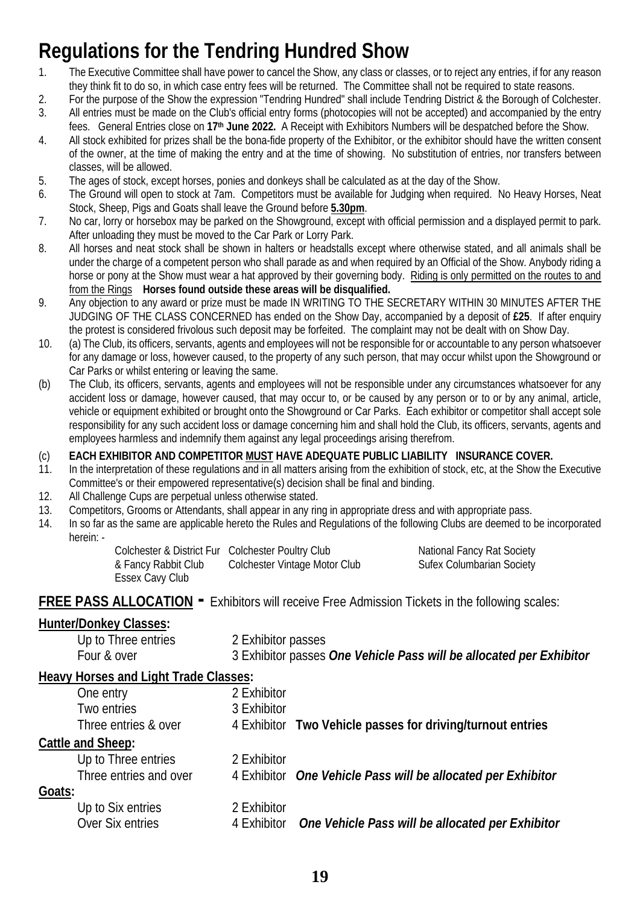# Regulations for the Tendring Hundred Show

1. The Executive Committee shall have power to cancel the Show, any class or classes, or to reject any entries, if for any reason they think fit to do so, in which case entry fees will be returned. The Committee shall not be required to state reasons.
2. For the purpose of the Show the expression "Tendring Hundred" shall include Tendring District & the Borough of Colchester.
3. All entries must be made on the Club's official entry forms (photocopies will not be accepted) and accompanied by the entry fees. General Entries close on **17th June 2022.** A Receipt with Exhibitors Numbers will be despatched before the Show.
4. All stock exhibited for prizes shall be the bona-fide property of the Exhibitor, or the exhibitor should have the written consent of the owner, at the time of making the entry and at the time of showing. No substitution of entries, nor transfers between classes, will be allowed.
5. The ages of stock, except horses, ponies and donkeys shall be calculated as at the day of the Show.
6. The Ground will open to stock at 7am. Competitors must be available for Judging when required. No Heavy Horses, Neat Stock, Sheep, Pigs and Goats shall leave the Ground before **5.30pm**.
7. No car, lorry or horsebox may be parked on the Showground, except with official permission and a displayed permit to park. After unloading they must be moved to the Car Park or Lorry Park.
8. All horses and neat stock shall be shown in halters or headstalls except where otherwise stated, and all animals shall be under the charge of a competent person who shall parade as and when required by an Official of the Show. Anybody riding a horse or pony at the Show must wear a hat approved by their governing body. Riding is only permitted on the routes to and from the Rings **Horses found outside these areas will be disqualified.**
9. Any objection to any award or prize must be made IN WRITING TO THE SECRETARY WITHIN 30 MINUTES AFTER THE JUDGING OF THE CLASS CONCERNED has ended on the Show Day, accompanied by a deposit of **£25**. If after enquiry the protest is considered frivolous such deposit may be forfeited. The complaint may not be dealt with on Show Day.
10. (a) The Club, its officers, servants, agents and employees will not be responsible for or accountable to any person whatsoever for any damage or loss, however caused, to the property of any such person, that may occur whilst upon the Showground or Car Parks or whilst entering or leaving the same.

(b) The Club, its officers, servants, agents and employees will not be responsible under any circumstances whatsoever for any accident loss or damage, however caused, that may occur to, or be caused by any person or to or by any animal, article, vehicle or equipment exhibited or brought onto the Showground or Car Parks. Each exhibitor or competitor shall accept sole responsibility for any such accident loss or damage concerning him and shall hold the Club, its officers, servants, agents and employees harmless and indemnify them against any legal proceedings arising therefrom.

(c) **EACH EXHIBITOR AND COMPETITOR MUST HAVE ADEQUATE PUBLIC LIABILITY INSURANCE COVER.**

11. In the interpretation of these regulations and in all matters arising from the exhibition of stock, etc, at the Show the Executive Committee's or their empowered representative(s) decision shall be final and binding.
12. All Challenge Cups are perpetual unless otherwise stated.
13. Competitors, Grooms or Attendants, shall appear in any ring in appropriate dress and with appropriate pass.
14. In so far as the same are applicable hereto the Rules and Regulations of the following Clubs are deemed to be incorporated herein: -

Colchester & District Fur & Fancy Rabbit Club
Essex Cavy Club
Colchester Poultry Club
Colchester Vintage Motor Club
National Fancy Rat Society
Sufex Columbarian Society

## FREE PASS ALLOCATION - Exhibitors will receive Free Admission Tickets in the following scales:

**Hunter/Donkey Classes:**

| | | |
|---|---|---|
| Up to Three entries | 2 Exhibitor passes | |
| Four & over | 3 Exhibitor passes | ***One Vehicle Pass will be allocated per Exhibitor*** |

**Heavy Horses and Light Trade Classes:**

| | | |
|---|---|---|
| One entry | 2 Exhibitor | |
| Two entries | 3 Exhibitor | |
| Three entries & over | 4 Exhibitor | **Two Vehicle passes for driving/turnout entries** |

**Cattle and Sheep:**

| | | |
|---|---|---|
| Up to Three entries | 2 Exhibitor | |
| Three entries and over | 4 Exhibitor | ***One Vehicle Pass will be allocated per Exhibitor*** |

**Goats:**

| | | |
|---|---|---|
| Up to Six entries | 2 Exhibitor | |
| Over Six entries | 4 Exhibitor | ***One Vehicle Pass will be allocated per Exhibitor*** |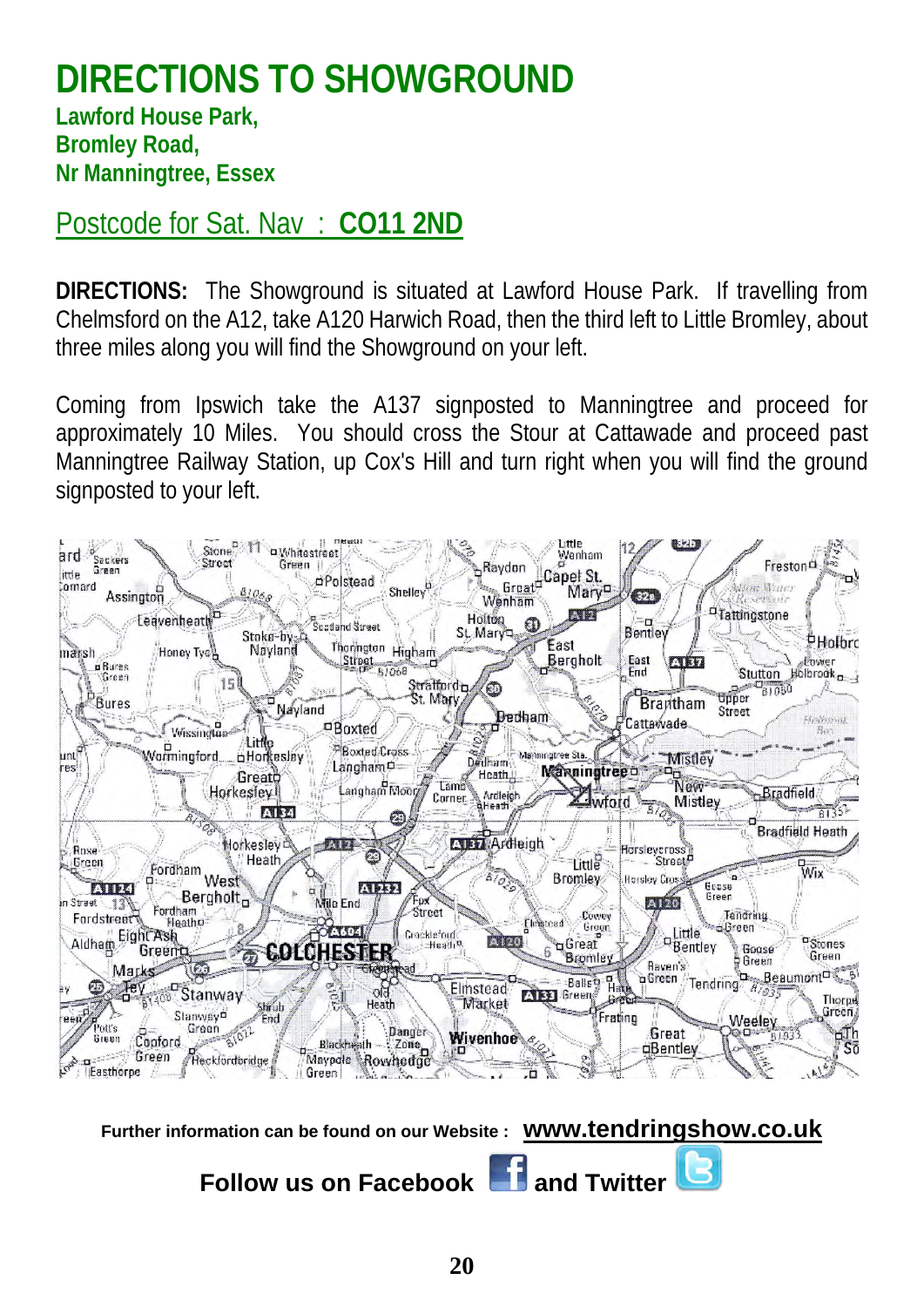# DIRECTIONS TO SHOWGROUND

**Lawford House Park,**
**Bromley Road,**
**Nr Manningtree, Essex**

Postcode for Sat. Nav : **CO11 2ND**

**DIRECTIONS:** The Showground is situated at Lawford House Park. If travelling from Chelmsford on the A12, take A120 Harwich Road, then the third left to Little Bromley, about three miles along you will find the Showground on your left.

Coming from Ipswich take the A137 signposted to Manningtree and proceed for approximately 10 Miles. You should cross the Stour at Cattawade and proceed past Manningtree Railway Station, up Cox's Hill and turn right when you will find the ground signposted to your left.

**Further information can be found on our Website : www.tendringshow.co.uk**

**Follow us on Facebook and Twitter**